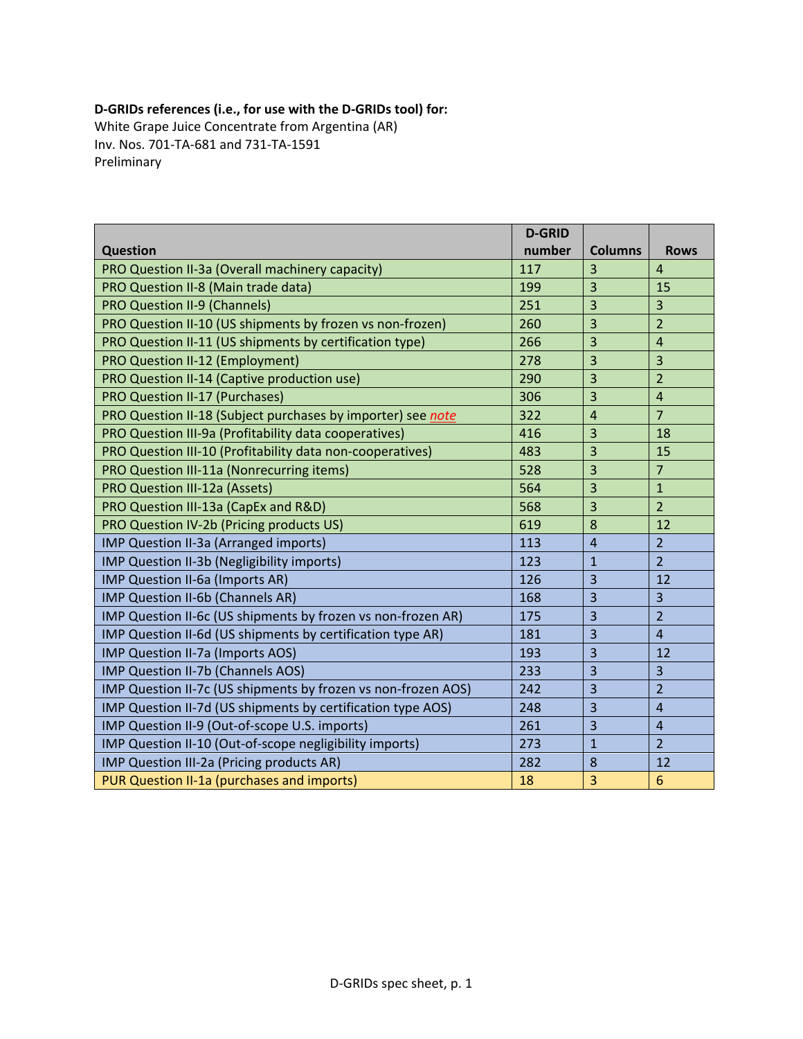**D-GRIDs references (i.e., for use with the D-GRIDs tool) for:**
White Grape Juice Concentrate from Argentina (AR)
Inv. Nos. 701-TA-681 and 731-TA-1591
Preliminary

| Question | D-GRID number | Columns | Rows |
|---|---|---|---|
| PRO Question II-3a (Overall machinery capacity) | 117 | 3 | 4 |
| PRO Question II-8 (Main trade data) | 199 | 3 | 15 |
| PRO Question II-9 (Channels) | 251 | 3 | 3 |
| PRO Question II-10 (US shipments by frozen vs non-frozen) | 260 | 3 | 2 |
| PRO Question II-11 (US shipments by certification type) | 266 | 3 | 4 |
| PRO Question II-12 (Employment) | 278 | 3 | 3 |
| PRO Question II-14 (Captive production use) | 290 | 3 | 2 |
| PRO Question II-17 (Purchases) | 306 | 3 | 4 |
| PRO Question II-18 (Subject purchases by importer) see *note* | 322 | 4 | 7 |
| PRO Question III-9a (Profitability data cooperatives) | 416 | 3 | 18 |
| PRO Question III-10 (Profitability data non-cooperatives) | 483 | 3 | 15 |
| PRO Question III-11a (Nonrecurring items) | 528 | 3 | 7 |
| PRO Question III-12a (Assets) | 564 | 3 | 1 |
| PRO Question III-13a (CapEx and R&D) | 568 | 3 | 2 |
| PRO Question IV-2b (Pricing products US) | 619 | 8 | 12 |
| IMP Question II-3a (Arranged imports) | 113 | 4 | 2 |
| IMP Question II-3b (Negligibility imports) | 123 | 1 | 2 |
| IMP Question II-6a (Imports AR) | 126 | 3 | 12 |
| IMP Question II-6b (Channels AR) | 168 | 3 | 3 |
| IMP Question II-6c (US shipments by frozen vs non-frozen AR) | 175 | 3 | 2 |
| IMP Question II-6d (US shipments by certification type AR) | 181 | 3 | 4 |
| IMP Question II-7a (Imports AOS) | 193 | 3 | 12 |
| IMP Question II-7b (Channels AOS) | 233 | 3 | 3 |
| IMP Question II-7c (US shipments by frozen vs non-frozen AOS) | 242 | 3 | 2 |
| IMP Question II-7d (US shipments by certification type AOS) | 248 | 3 | 4 |
| IMP Question II-9 (Out-of-scope U.S. imports) | 261 | 3 | 4 |
| IMP Question II-10 (Out-of-scope negligibility imports) | 273 | 1 | 2 |
| IMP Question III-2a (Pricing products AR) | 282 | 8 | 12 |
| PUR Question II-1a (purchases and imports) | 18 | 3 | 6 |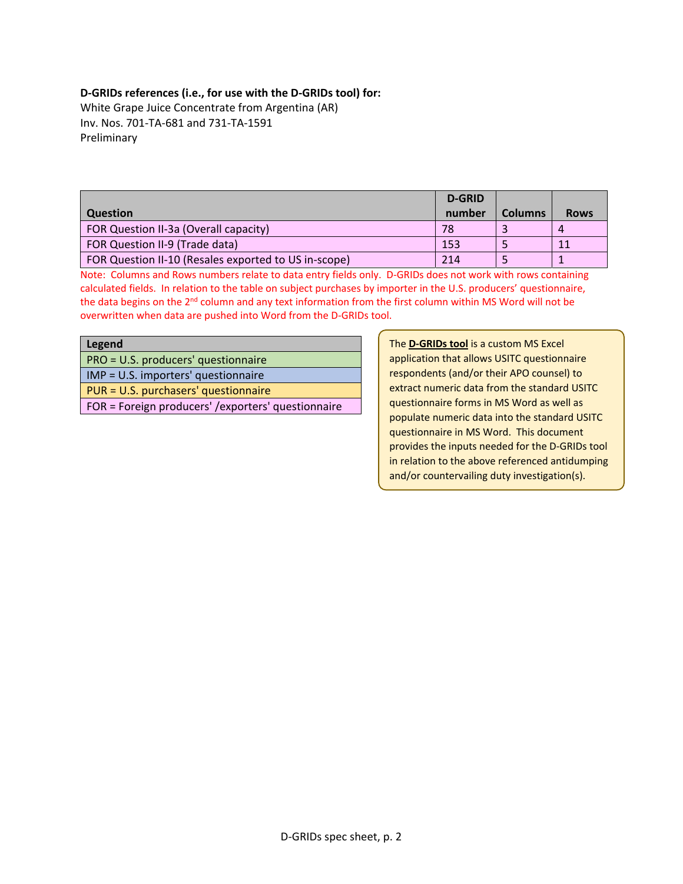**D-GRIDs references (i.e., for use with the D-GRIDs tool) for:**
White Grape Juice Concentrate from Argentina (AR)
Inv. Nos. 701-TA-681 and 731-TA-1591
Preliminary

| Question | D-GRID number | Columns | Rows |
|---|---|---|---|
| FOR Question II-3a (Overall capacity) | 78 | 3 | 4 |
| FOR Question II-9 (Trade data) | 153 | 5 | 11 |
| FOR Question II-10 (Resales exported to US in-scope) | 214 | 5 | 1 |

Note: Columns and Rows numbers relate to data entry fields only. D-GRIDs does not work with rows containing calculated fields. In relation to the table on subject purchases by importer in the U.S. producers' questionnaire, the data begins on the 2nd column and any text information from the first column within MS Word will not be overwritten when data are pushed into Word from the D-GRIDs tool.

| Legend |
|---|
| PRO = U.S. producers' questionnaire |
| IMP = U.S. importers' questionnaire |
| PUR = U.S. purchasers' questionnaire |
| FOR = Foreign producers' /exporters' questionnaire |

The **D-GRIDs tool** is a custom MS Excel application that allows USITC questionnaire respondents (and/or their APO counsel) to extract numeric data from the standard USITC questionnaire forms in MS Word as well as populate numeric data into the standard USITC questionnaire in MS Word. This document provides the inputs needed for the D-GRIDs tool in relation to the above referenced antidumping and/or countervailing duty investigation(s).